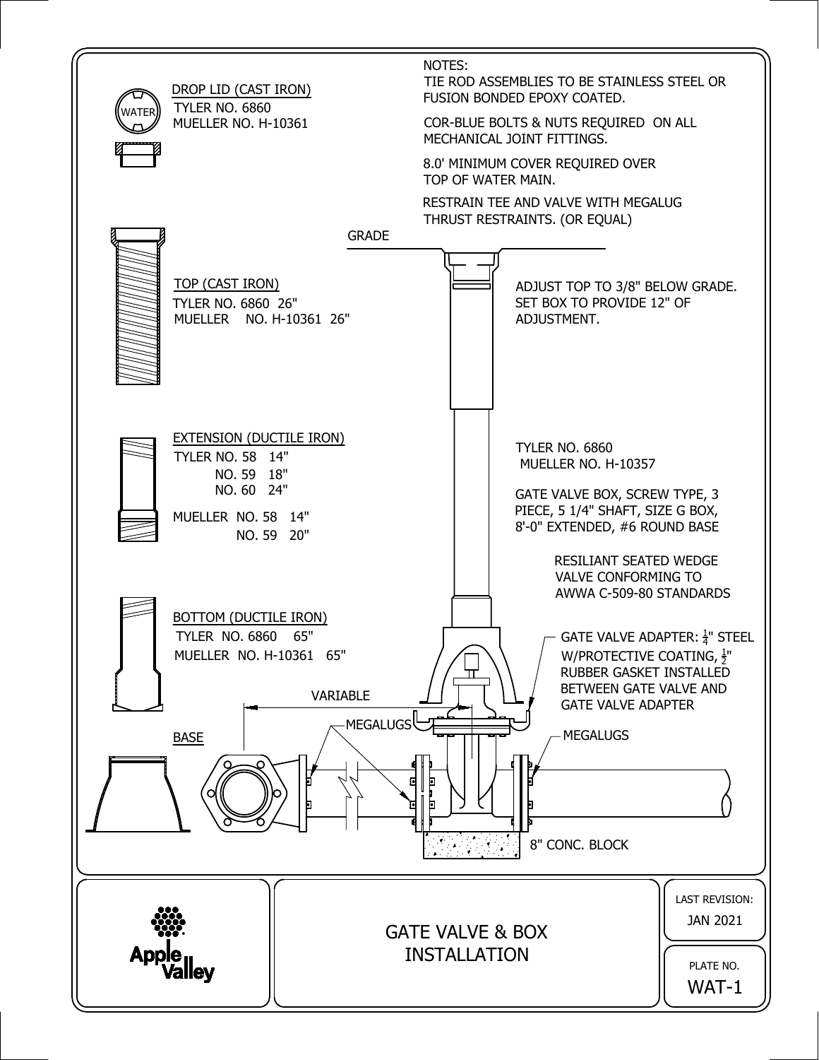NOTES:

TIE ROD ASSEMBLIES TO BE STAINLESS STEEL OR FUSION BONDED EPOXY COATED.

COR-BLUE BOLTS & NUTS REQUIRED ON ALL MECHANICAL JOINT FITTINGS.

8.0' MINIMUM COVER REQUIRED OVER TOP OF WATER MAIN.

RESTRAIN TEE AND VALVE WITH MEGALUG THRUST RESTRAINTS. (OR EQUAL)

DROP LID (CAST IRON)
TYLER NO. 6860
MUELLER NO. H-10361

WATER

GRADE

TOP (CAST IRON)
TYLER NO. 6860 26"
MUELLER NO. H-10361 26"

ADJUST TOP TO 3/8" BELOW GRADE. SET BOX TO PROVIDE 12" OF ADJUSTMENT.

EXTENSION (DUCTILE IRON)
TYLER NO. 58 14"
NO. 59 18"
NO. 60 24"
MUELLER NO. 58 14"
NO. 59 20"

TYLER NO. 6860
MUELLER NO. H-10357

GATE VALVE BOX, SCREW TYPE, 3 PIECE, 5 1/4" SHAFT, SIZE G BOX, 8'-0" EXTENDED, #6 ROUND BASE

RESILIANT SEATED WEDGE VALVE CONFORMING TO AWWA C-509-80 STANDARDS

BOTTOM (DUCTILE IRON)
TYLER NO. 6860 65"
MUELLER NO. H-10361 65"

GATE VALVE ADAPTER: $\frac{1}{4}$" STEEL W/PROTECTIVE COATING, $\frac{1}{2}$" RUBBER GASKET INSTALLED BETWEEN GATE VALVE AND GATE VALVE ADAPTER

VARIABLE

MEGALUGS

MEGALUGS

BASE

8" CONC. BLOCK

Apple Valley

# GATE VALVE & BOX INSTALLATION

LAST REVISION: JAN 2021

PLATE NO. WAT-1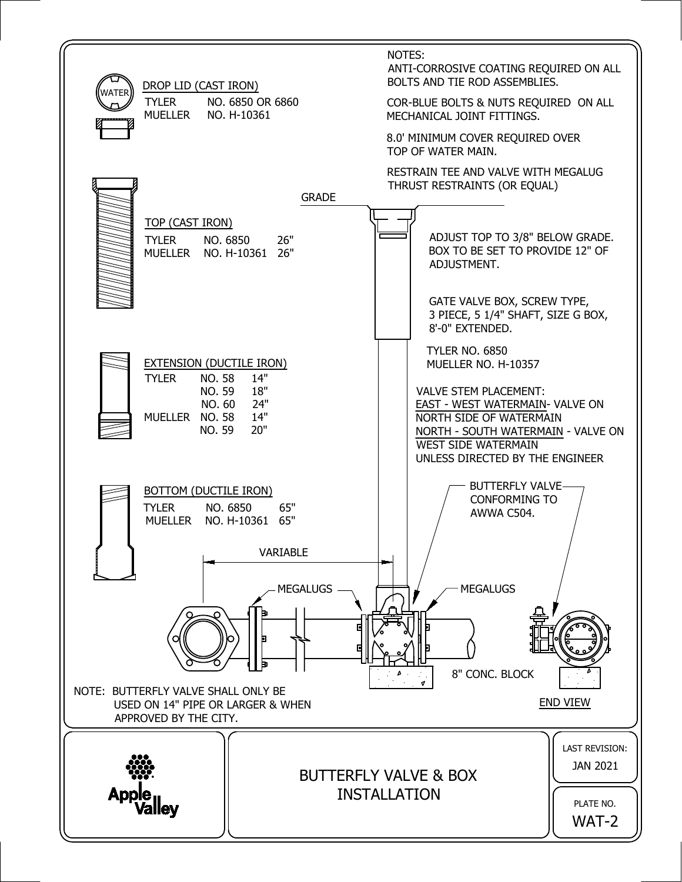# BUTTERFLY VALVE & BOX INSTALLATION

**NOTES:**

ANTI-CORROSIVE COATING REQUIRED ON ALL BOLTS AND TIE ROD ASSEMBLIES.

COR-BLUE BOLTS & NUTS REQUIRED ON ALL MECHANICAL JOINT FITTINGS.

8.0' MINIMUM COVER REQUIRED OVER TOP OF WATER MAIN.

RESTRAIN TEE AND VALVE WITH MEGALUG THRUST RESTRAINTS (OR EQUAL)

**DROP LID (CAST IRON)**

| | |
|---|---|
| TYLER | NO. 6850 OR 6860 |
| MUELLER | NO. H-10361 |

**TOP (CAST IRON)**

| | | |
|---|---|---|
| TYLER | NO. 6850 | 26" |
| MUELLER | NO. H-10361 | 26" |

**EXTENSION (DUCTILE IRON)**

| | | |
|---|---|---|
| TYLER | NO. 58 | 14" |
| | NO. 59 | 18" |
| | NO. 60 | 24" |
| MUELLER | NO. 58 | 14" |
| | NO. 59 | 20" |

**BOTTOM (DUCTILE IRON)**

| | | |
|---|---|---|
| TYLER | NO. 6850 | 65" |
| MUELLER | NO. H-10361 | 65" |

GRADE

ADJUST TOP TO 3/8" BELOW GRADE. BOX TO BE SET TO PROVIDE 12" OF ADJUSTMENT.

GATE VALVE BOX, SCREW TYPE, 3 PIECE, 5 1/4" SHAFT, SIZE G BOX, 8'-0" EXTENDED.

TYLER NO. 6850
MUELLER NO. H-10357

VALVE STEM PLACEMENT:
EAST - WEST WATERMAIN- VALVE ON NORTH SIDE OF WATERMAIN
NORTH - SOUTH WATERMAIN - VALVE ON WEST SIDE WATERMAIN
UNLESS DIRECTED BY THE ENGINEER

BUTTERFLY VALVE CONFORMING TO AWWA C504.

VARIABLE

MEGALUGS

MEGALUGS

8" CONC. BLOCK

END VIEW

NOTE: BUTTERFLY VALVE SHALL ONLY BE USED ON 14" PIPE OR LARGER & WHEN APPROVED BY THE CITY.

Apple Valley

LAST REVISION: JAN 2021

PLATE NO. WAT-2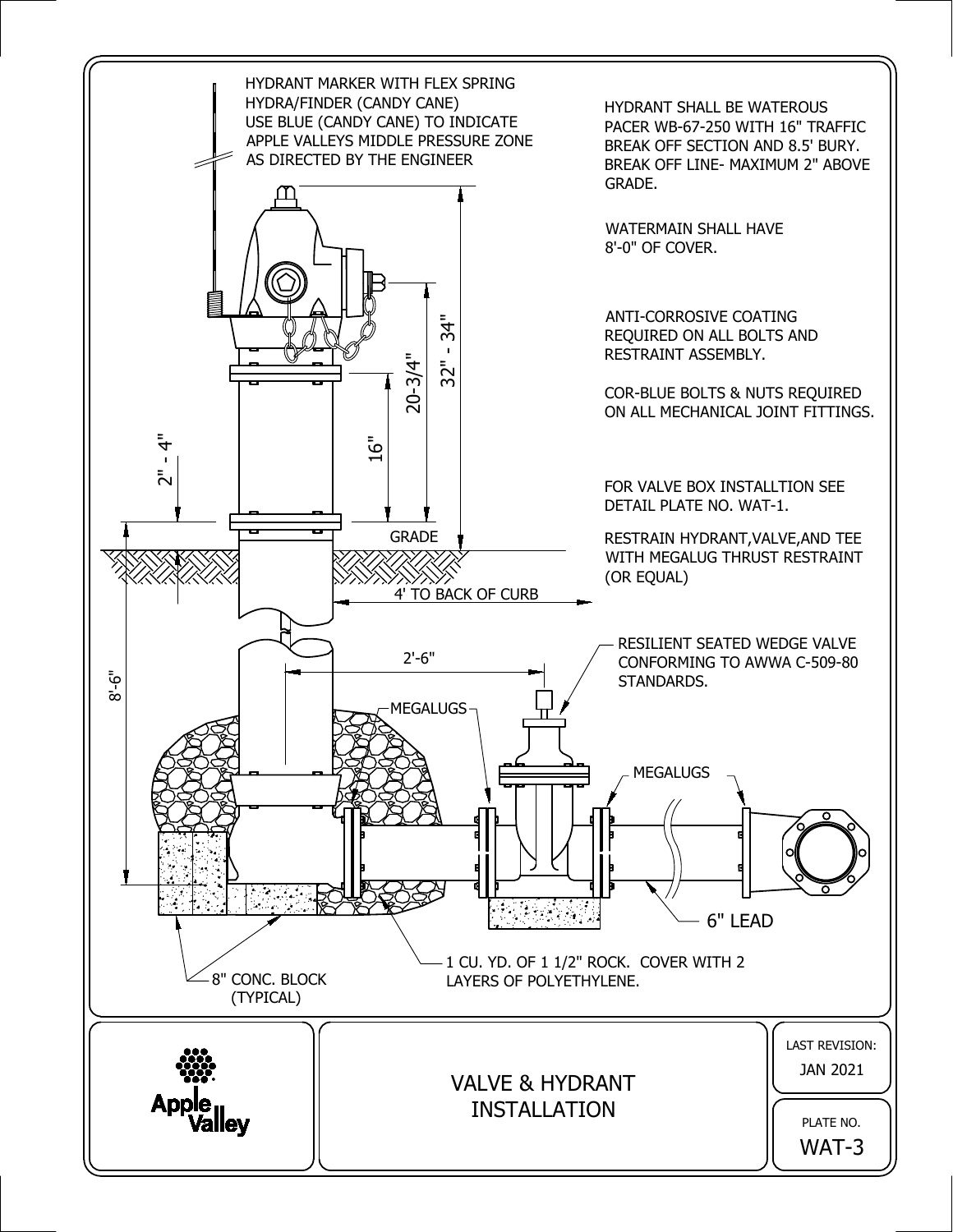HYDRANT MARKER WITH FLEX SPRING HYDRA/FINDER (CANDY CANE) USE BLUE (CANDY CANE) TO INDICATE APPLE VALLEYS MIDDLE PRESSURE ZONE AS DIRECTED BY THE ENGINEER

HYDRANT SHALL BE WATEROUS PACER WB-67-250 WITH 16" TRAFFIC BREAK OFF SECTION AND 8.5' BURY. BREAK OFF LINE- MAXIMUM 2" ABOVE GRADE.

WATERMAIN SHALL HAVE 8'-0" OF COVER.

ANTI-CORROSIVE COATING REQUIRED ON ALL BOLTS AND RESTRAINT ASSEMBLY.

COR-BLUE BOLTS & NUTS REQUIRED ON ALL MECHANICAL JOINT FITTINGS.

FOR VALVE BOX INSTALLTION SEE DETAIL PLATE NO. WAT-1.

RESTRAIN HYDRANT,VALVE,AND TEE WITH MEGALUG THRUST RESTRAINT (OR EQUAL)

32" - 34"

20-3/4"

16"

2" - 4"

GRADE

4' TO BACK OF CURB

8'-6"

2'-6"

MEGALUGS

RESILIENT SEATED WEDGE VALVE CONFORMING TO AWWA C-509-80 STANDARDS.

MEGALUGS

6" LEAD

1 CU. YD. OF 1 1/2" ROCK. COVER WITH 2 LAYERS OF POLYETHYLENE.

8" CONC. BLOCK (TYPICAL)

Apple Valley

# VALVE & HYDRANT INSTALLATION

LAST REVISION: JAN 2021

PLATE NO. WAT-3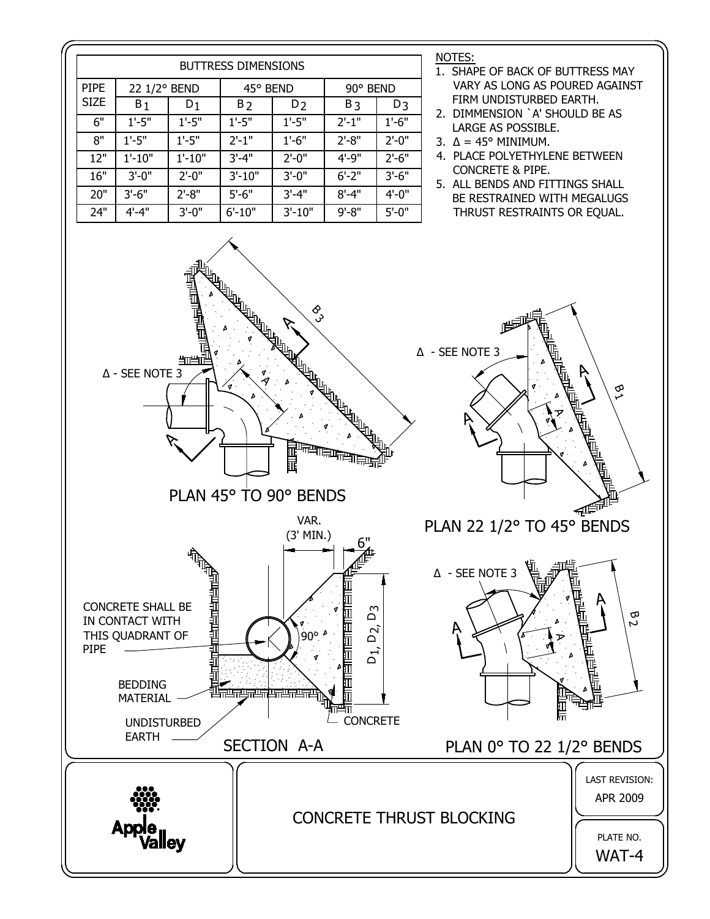| BUTTRESS DIMENSIONS | | | | | | |
|---|---|---|---|---|---|---|
| PIPE SIZE | 22 1/2° BEND | | 45° BEND | | 90° BEND | |
| | $B_1$ | $D_1$ | $B_2$ | $D_2$ | $B_3$ | $D_3$ |
| 6" | 1'-5" | 1'-5" | 1'-5" | 1'-5" | 2'-1" | 1'-6" |
| 8" | 1'-5" | 1'-5" | 2'-1" | 1'-6" | 2'-8" | 2'-0" |
| 12" | 1'-10" | 1'-10" | 3'-4" | 2'-0" | 4'-9" | 2'-6" |
| 16" | 3'-0" | 2'-0" | 3'-10" | 3'-0" | 6'-2" | 3'-6" |
| 20" | 3'-6" | 2'-8" | 5'-6" | 3'-4" | 8'-4" | 4'-0" |
| 24" | 4'-4" | 3'-0" | 6'-10" | 3'-10" | 9'-8" | 5'-0" |

NOTES:

1. SHAPE OF BACK OF BUTTRESS MAY VARY AS LONG AS POURED AGAINST FIRM UNDISTURBED EARTH.
2. DIMMENSION `A' SHOULD BE AS LARGE AS POSSIBLE.
3. Δ = 45° MINIMUM.
4. PLACE POLYETHYLENE BETWEEN CONCRETE & PIPE.
5. ALL BENDS AND FITTINGS SHALL BE RESTRAINED WITH MEGALUGS THRUST RESTRAINTS OR EQUAL.

$B_3$

A

A

Δ - SEE NOTE 3

A

PLAN 45° TO 90° BENDS

Δ - SEE NOTE 3

$B_1$

A

A

A

PLAN 22 1/2° TO 45° BENDS

VAR. (3' MIN.)

6"

CONCRETE SHALL BE IN CONTACT WITH THIS QUADRANT OF PIPE

90°

$D_1, D_2, D_3$

BEDDING MATERIAL

UNDISTURBED EARTH

CONCRETE

SECTION A-A

Δ - SEE NOTE 3

$B_2$

A

A

A

PLAN 0° TO 22 1/2° BENDS

Apple Valley

CONCRETE THRUST BLOCKING

LAST REVISION: APR 2009

PLATE NO. WAT-4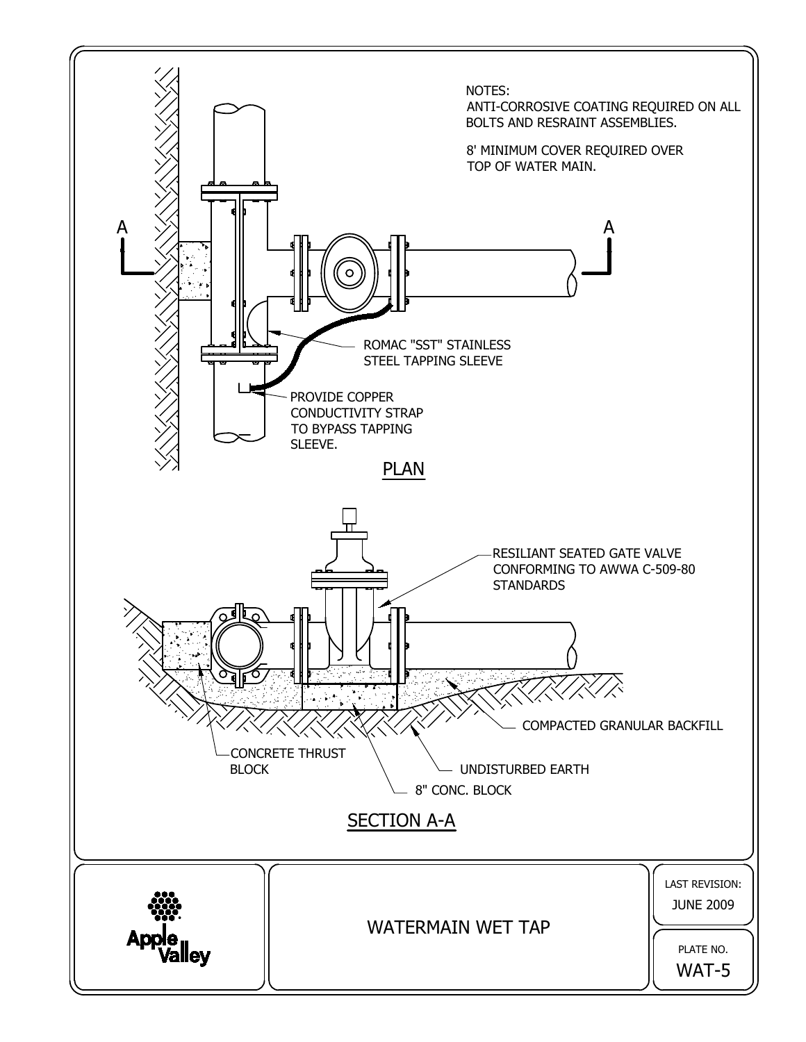NOTES:
ANTI-CORROSIVE COATING REQUIRED ON ALL BOLTS AND RESRAINT ASSEMBLIES.

8' MINIMUM COVER REQUIRED OVER TOP OF WATER MAIN.

A

A

ROMAC "SST" STAINLESS STEEL TAPPING SLEEVE

PROVIDE COPPER CONDUCTIVITY STRAP TO BYPASS TAPPING SLEEVE.

PLAN

RESILIANT SEATED GATE VALVE CONFORMING TO AWWA C-509-80 STANDARDS

COMPACTED GRANULAR BACKFILL

CONCRETE THRUST BLOCK

UNDISTURBED EARTH

8" CONC. BLOCK

SECTION A-A

Apple Valley

WATERMAIN WET TAP

LAST REVISION: JUNE 2009

PLATE NO. WAT-5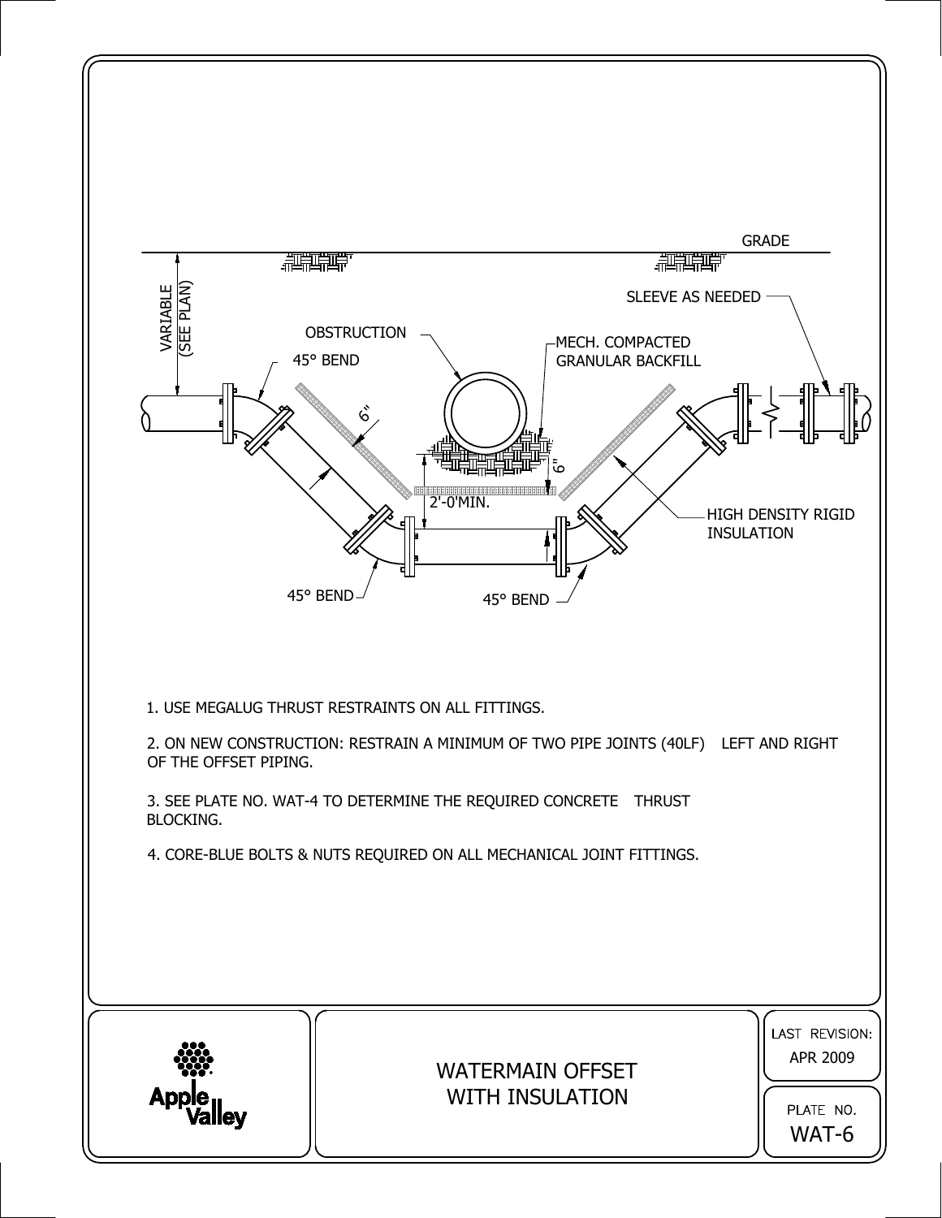GRADE

VARIABLE (SEE PLAN)

SLEEVE AS NEEDED

OBSTRUCTION

MECH. COMPACTED GRANULAR BACKFILL

45° BEND

6"

6"

2'-0'MIN.

HIGH DENSITY RIGID INSULATION

45° BEND

45° BEND

1. USE MEGALUG THRUST RESTRAINTS ON ALL FITTINGS.

2. ON NEW CONSTRUCTION: RESTRAIN A MINIMUM OF TWO PIPE JOINTS (40LF) LEFT AND RIGHT OF THE OFFSET PIPING.

3. SEE PLATE NO. WAT-4 TO DETERMINE THE REQUIRED CONCRETE THRUST BLOCKING.

4. CORE-BLUE BOLTS & NUTS REQUIRED ON ALL MECHANICAL JOINT FITTINGS.

Apple Valley

# WATERMAIN OFFSET WITH INSULATION

LAST REVISION: APR 2009

PLATE NO. WAT-6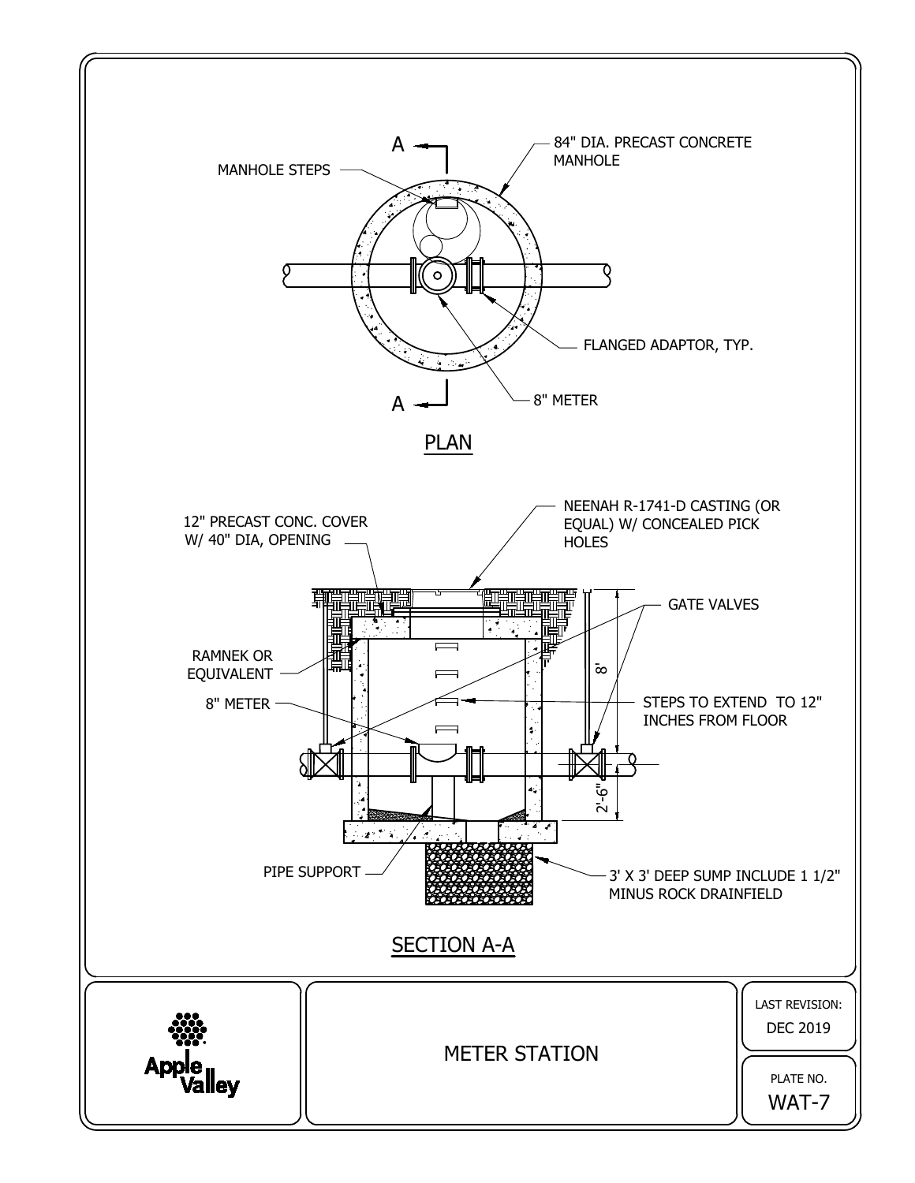## PLAN

A — A

- MANHOLE STEPS
- 84" DIA. PRECAST CONCRETE MANHOLE
- FLANGED ADAPTOR, TYP.
- 8" METER

## SECTION A-A

- 12" PRECAST CONC. COVER W/ 40" DIA, OPENING
- NEENAH R-1741-D CASTING (OR EQUAL) W/ CONCEALED PICK HOLES
- GATE VALVES
- RAMNEK OR EQUIVALENT
- 8" METER
- STEPS TO EXTEND TO 12" INCHES FROM FLOOR
- 8'
- 2'-6"
- PIPE SUPPORT
- 3' X 3' DEEP SUMP INCLUDE 1 1/2" MINUS ROCK DRAINFIELD

Apple Valley

METER STATION

LAST REVISION: DEC 2019

PLATE NO. WAT-7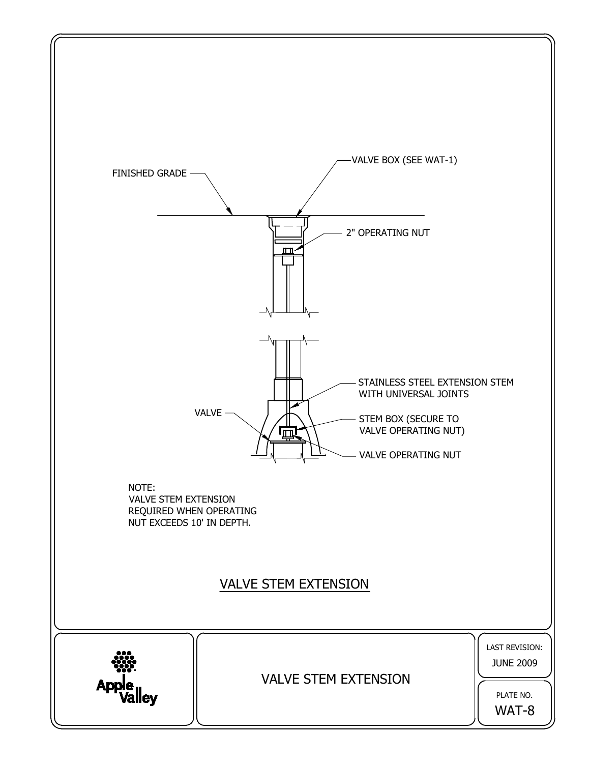FINISHED GRADE

VALVE BOX (SEE WAT-1)

2" OPERATING NUT

STAINLESS STEEL EXTENSION STEM WITH UNIVERSAL JOINTS

VALVE

STEM BOX (SECURE TO VALVE OPERATING NUT)

VALVE OPERATING NUT

NOTE:
VALVE STEM EXTENSION REQUIRED WHEN OPERATING NUT EXCEEDS 10' IN DEPTH.

## VALVE STEM EXTENSION

Apple Valley

VALVE STEM EXTENSION

LAST REVISION: JUNE 2009

PLATE NO. WAT-8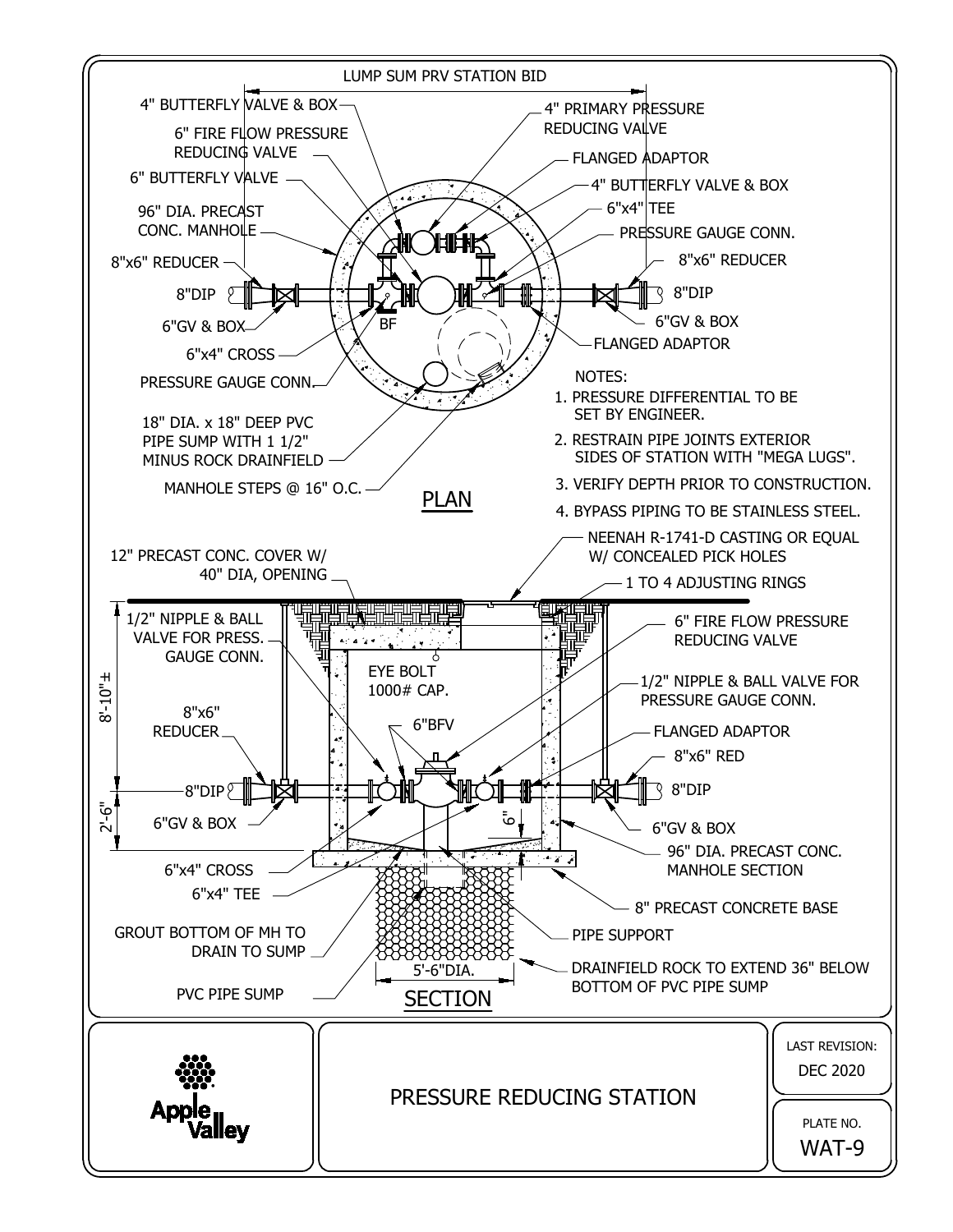LUMP SUM PRV STATION BID

4" BUTTERFLY VALVE & BOX

6" FIRE FLOW PRESSURE REDUCING VALVE

6" BUTTERFLY VALVE

96" DIA. PRECAST CONC. MANHOLE

8"x6" REDUCER

8"DIP

6"GV & BOX

6"x4" CROSS

PRESSURE GAUGE CONN.

BF

18" DIA. x 18" DEEP PVC PIPE SUMP WITH 1 1/2" MINUS ROCK DRAINFIELD

MANHOLE STEPS @ 16" O.C.

4" PRIMARY PRESSURE REDUCING VALVE

FLANGED ADAPTOR

4" BUTTERFLY VALVE & BOX

6"x4" TEE

PRESSURE GAUGE CONN.

8"x6" REDUCER

8"DIP

6"GV & BOX

FLANGED ADAPTOR

## PLAN

NOTES:

1. PRESSURE DIFFERENTIAL TO BE SET BY ENGINEER.
2. RESTRAIN PIPE JOINTS EXTERIOR SIDES OF STATION WITH "MEGA LUGS".
3. VERIFY DEPTH PRIOR TO CONSTRUCTION.
4. BYPASS PIPING TO BE STAINLESS STEEL.

12" PRECAST CONC. COVER W/ 40" DIA, OPENING

NEENAH R-1741-D CASTING OR EQUAL W/ CONCEALED PICK HOLES

1 TO 4 ADJUSTING RINGS

1/2" NIPPLE & BALL VALVE FOR PRESS. GAUGE CONN.

EYE BOLT 1000# CAP.

8'-10"±

8"x6" REDUCER

6"BFV

6" FIRE FLOW PRESSURE REDUCING VALVE

1/2" NIPPLE & BALL VALVE FOR PRESSURE GAUGE CONN.

FLANGED ADAPTOR

8"x6" RED

8"DIP

8"DIP

2'-6"

6"GV & BOX

6"

6"GV & BOX

96" DIA. PRECAST CONC. MANHOLE SECTION

6"x4" CROSS

6"x4" TEE

8" PRECAST CONCRETE BASE

GROUT BOTTOM OF MH TO DRAIN TO SUMP

PIPE SUPPORT

5'-6"DIA.

DRAINFIELD ROCK TO EXTEND 36" BELOW BOTTOM OF PVC PIPE SUMP

PVC PIPE SUMP

## SECTION

Apple Valley

# PRESSURE REDUCING STATION

LAST REVISION: DEC 2020

PLATE NO. WAT-9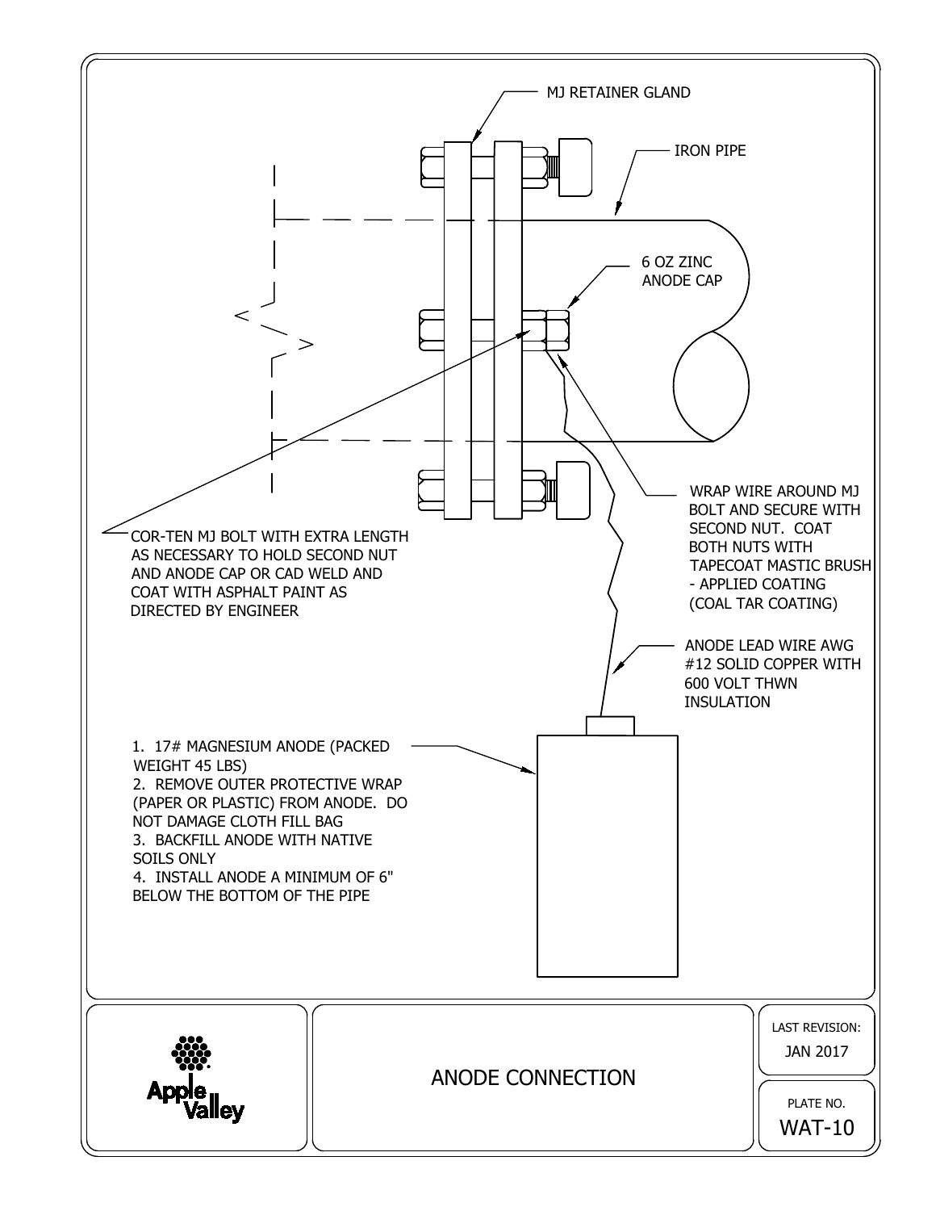MJ RETAINER GLAND

IRON PIPE

6 OZ ZINC ANODE CAP

COR-TEN MJ BOLT WITH EXTRA LENGTH AS NECESSARY TO HOLD SECOND NUT AND ANODE CAP OR CAD WELD AND COAT WITH ASPHALT PAINT AS DIRECTED BY ENGINEER

WRAP WIRE AROUND MJ BOLT AND SECURE WITH SECOND NUT. COAT BOTH NUTS WITH TAPECOAT MASTIC BRUSH - APPLIED COATING (COAL TAR COATING)

ANODE LEAD WIRE AWG #12 SOLID COPPER WITH 600 VOLT THWN INSULATION

1. 17# MAGNESIUM ANODE (PACKED WEIGHT 45 LBS)
2. REMOVE OUTER PROTECTIVE WRAP (PAPER OR PLASTIC) FROM ANODE. DO NOT DAMAGE CLOTH FILL BAG
3. BACKFILL ANODE WITH NATIVE SOILS ONLY
4. INSTALL ANODE A MINIMUM OF 6" BELOW THE BOTTOM OF THE PIPE

Apple Valley

# ANODE CONNECTION

LAST REVISION: JAN 2017

PLATE NO. WAT-10